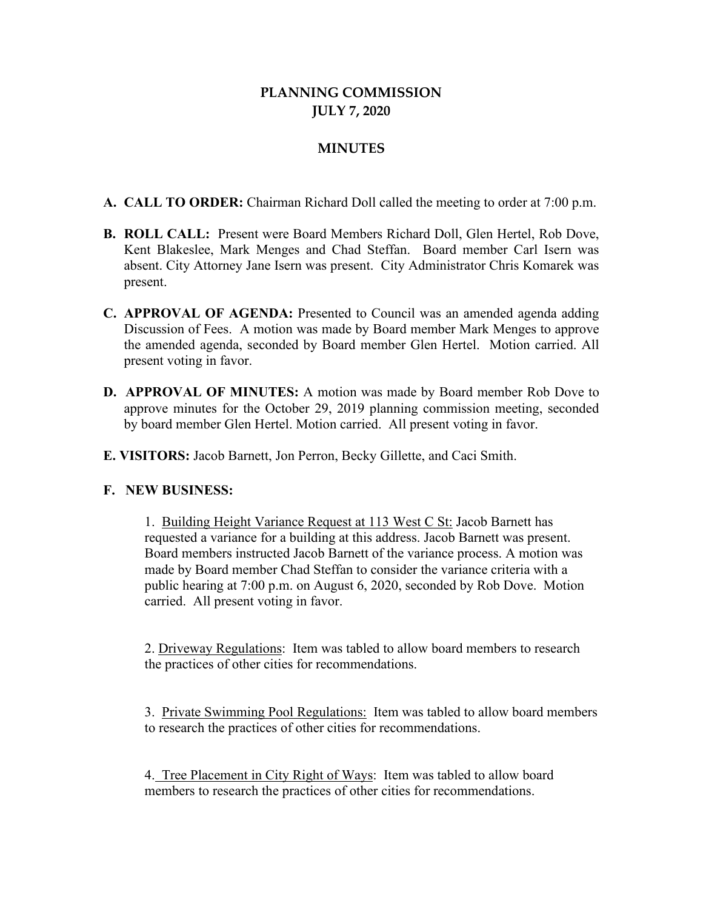# PLANNING COMMISSION
# JULY 7, 2020

## MINUTES

**A. CALL TO ORDER:** Chairman Richard Doll called the meeting to order at 7:00 p.m.

**B. ROLL CALL:** Present were Board Members Richard Doll, Glen Hertel, Rob Dove, Kent Blakeslee, Mark Menges and Chad Steffan. Board member Carl Isern was absent. City Attorney Jane Isern was present. City Administrator Chris Komarek was present.

**C. APPROVAL OF AGENDA:** Presented to Council was an amended agenda adding Discussion of Fees. A motion was made by Board member Mark Menges to approve the amended agenda, seconded by Board member Glen Hertel. Motion carried. All present voting in favor.

**D. APPROVAL OF MINUTES:** A motion was made by Board member Rob Dove to approve minutes for the October 29, 2019 planning commission meeting, seconded by board member Glen Hertel. Motion carried. All present voting in favor.

**E. VISITORS:** Jacob Barnett, Jon Perron, Becky Gillette, and Caci Smith.

**F. NEW BUSINESS:**

1. Building Height Variance Request at 113 West C St: Jacob Barnett has requested a variance for a building at this address. Jacob Barnett was present. Board members instructed Jacob Barnett of the variance process. A motion was made by Board member Chad Steffan to consider the variance criteria with a public hearing at 7:00 p.m. on August 6, 2020, seconded by Rob Dove. Motion carried. All present voting in favor.

2. Driveway Regulations: Item was tabled to allow board members to research the practices of other cities for recommendations.

3. Private Swimming Pool Regulations: Item was tabled to allow board members to research the practices of other cities for recommendations.

4. Tree Placement in City Right of Ways: Item was tabled to allow board members to research the practices of other cities for recommendations.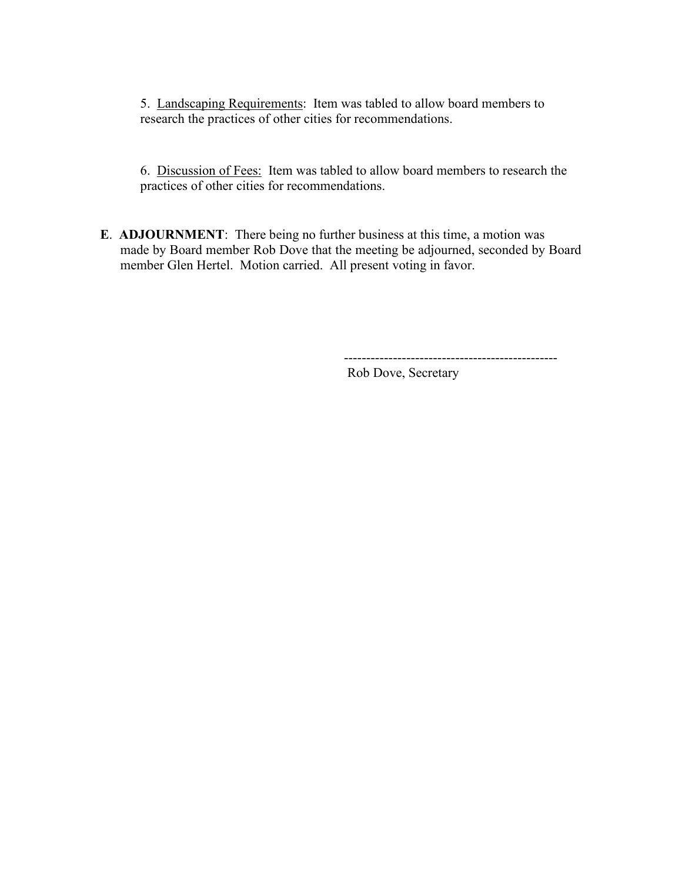5. <u>Landscaping Requirements</u>: Item was tabled to allow board members to research the practices of other cities for recommendations.

6. <u>Discussion of Fees:</u> Item was tabled to allow board members to research the practices of other cities for recommendations.

**E**. **ADJOURNMENT**: There being no further business at this time, a motion was made by Board member Rob Dove that the meeting be adjourned, seconded by Board member Glen Hertel. Motion carried. All present voting in favor.

-----------------------------------------------

Rob Dove, Secretary